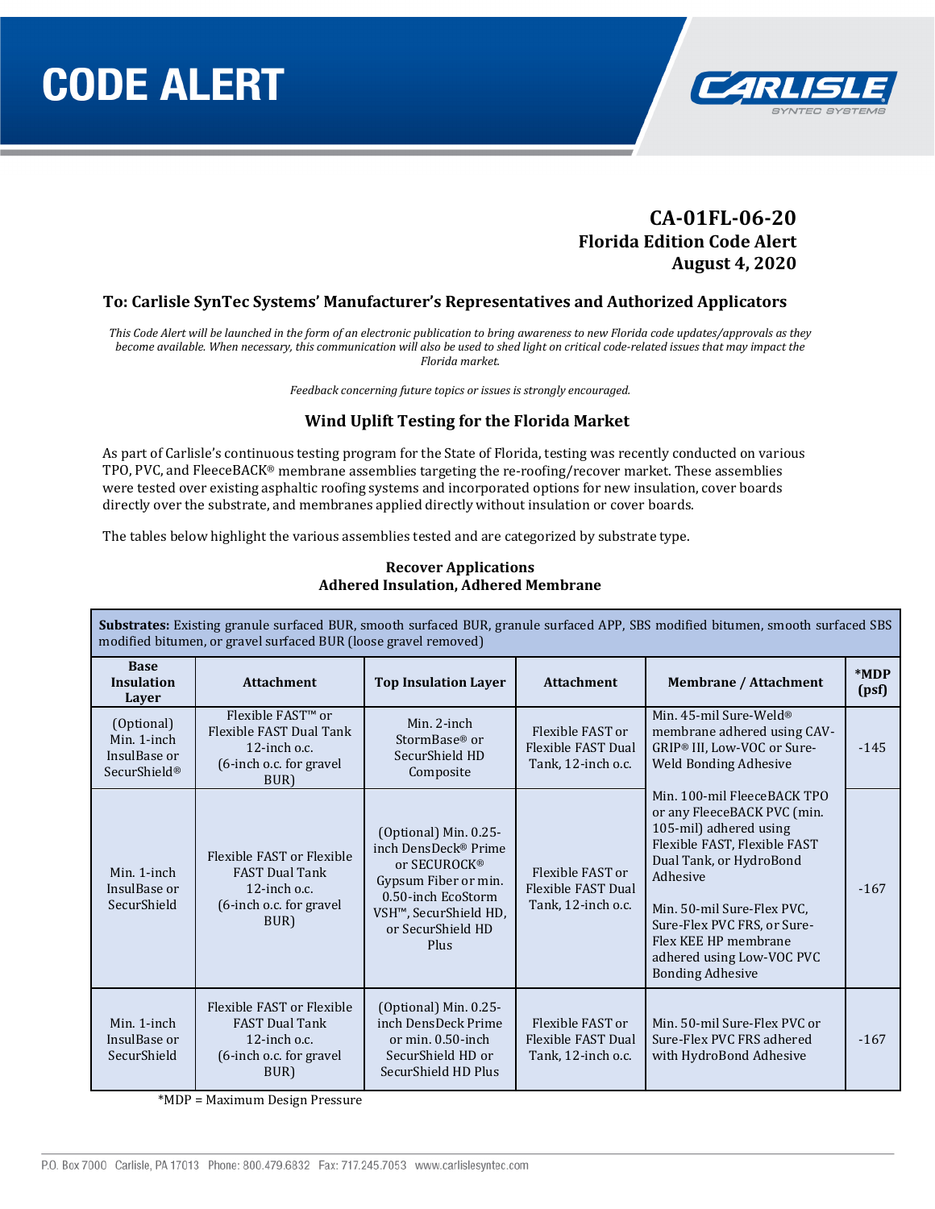# CODE ALERT

**CA-01FL-06-20**
**Florida Edition Code Alert**
**August 4, 2020**

### To: Carlisle SynTec Systems' Manufacturer's Representatives and Authorized Applicators

*This Code Alert will be launched in the form of an electronic publication to bring awareness to new Florida code updates/approvals as they become available. When necessary, this communication will also be used to shed light on critical code-related issues that may impact the Florida market.*

*Feedback concerning future topics or issues is strongly encouraged.*

## Wind Uplift Testing for the Florida Market

As part of Carlisle's continuous testing program for the State of Florida, testing was recently conducted on various TPO, PVC, and FleeceBACK® membrane assemblies targeting the re-roofing/recover market. These assemblies were tested over existing asphaltic roofing systems and incorporated options for new insulation, cover boards directly over the substrate, and membranes applied directly without insulation or cover boards.

The tables below highlight the various assemblies tested and are categorized by substrate type.

**Recover Applications**
**Adhered Insulation, Adhered Membrane**

| **Substrates:** Existing granule surfaced BUR, smooth surfaced BUR, granule surfaced APP, SBS modified bitumen, smooth surfaced SBS modified bitumen, or gravel surfaced BUR (loose gravel removed) | | | | | |
|---|---|---|---|---|---|
| **Base Insulation Layer** | **Attachment** | **Top Insulation Layer** | **Attachment** | **Membrane / Attachment** | ***MDP (psf)** |
| (Optional) Min. 1-inch InsulBase or SecurShield® | Flexible FAST™ or Flexible FAST Dual Tank 12-inch o.c. (6-inch o.c. for gravel BUR) | Min. 2-inch StormBase® or SecurShield HD Composite | Flexible FAST or Flexible FAST Dual Tank, 12-inch o.c. | Min. 45-mil Sure-Weld® membrane adhered using CAV-GRIP® III, Low-VOC or Sure-Weld Bonding Adhesive | -145 |
| Min. 1-inch InsulBase or SecurShield | Flexible FAST or Flexible FAST Dual Tank 12-inch o.c. (6-inch o.c. for gravel BUR) | (Optional) Min. 0.25-inch DensDeck® Prime or SECUROCK® Gypsum Fiber or min. 0.50-inch EcoStorm VSH™, SecurShield HD, or SecurShield HD Plus | Flexible FAST or Flexible FAST Dual Tank, 12-inch o.c. | Min. 100-mil FleeceBACK TPO or any FleeceBACK PVC (min. 105-mil) adhered using Flexible FAST, Flexible FAST Dual Tank, or HydroBond Adhesive<br><br>Min. 50-mil Sure-Flex PVC, Sure-Flex PVC FRS, or Sure-Flex KEE HP membrane adhered using Low-VOC PVC Bonding Adhesive | -167 |
| Min. 1-inch InsulBase or SecurShield | Flexible FAST or Flexible FAST Dual Tank 12-inch o.c. (6-inch o.c. for gravel BUR) | (Optional) Min. 0.25-inch DensDeck Prime or min. 0.50-inch SecurShield HD or SecurShield HD Plus | Flexible FAST or Flexible FAST Dual Tank, 12-inch o.c. | Min. 50-mil Sure-Flex PVC or Sure-Flex PVC FRS adhered with HydroBond Adhesive | -167 |

*MDP = Maximum Design Pressure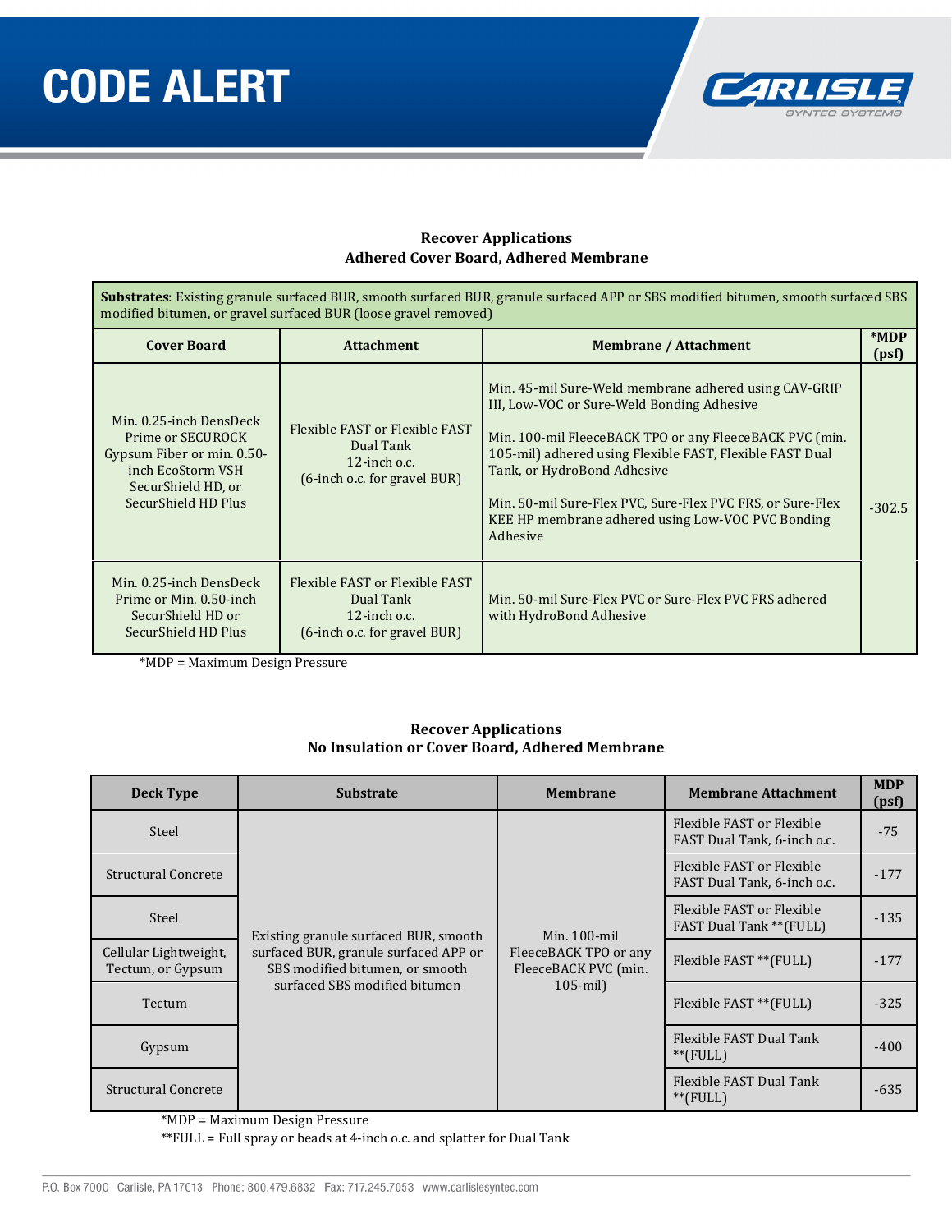# CODE ALERT

### Recover Applications
### Adhered Cover Board, Adhered Membrane

| **Substrates**: Existing granule surfaced BUR, smooth surfaced BUR, granule surfaced APP or SBS modified bitumen, smooth surfaced SBS modified bitumen, or gravel surfaced BUR (loose gravel removed) | | | |
|---|---|---|---|
| **Cover Board** | **Attachment** | **Membrane / Attachment** | ***MDP (psf)** |
| Min. 0.25-inch DensDeck Prime or SECUROCK Gypsum Fiber or min. 0.50-inch EcoStorm VSH SecurShield HD, or SecurShield HD Plus | Flexible FAST or Flexible FAST Dual Tank 12-inch o.c. (6-inch o.c. for gravel BUR) | Min. 45-mil Sure-Weld membrane adhered using CAV-GRIP III, Low-VOC or Sure-Weld Bonding Adhesive<br><br>Min. 100-mil FleeceBACK TPO or any FleeceBACK PVC (min. 105-mil) adhered using Flexible FAST, Flexible FAST Dual Tank, or HydroBond Adhesive<br><br>Min. 50-mil Sure-Flex PVC, Sure-Flex PVC FRS, or Sure-Flex KEE HP membrane adhered using Low-VOC PVC Bonding Adhesive | -302.5 |
| Min. 0.25-inch DensDeck Prime or Min. 0.50-inch SecurShield HD or SecurShield HD Plus | Flexible FAST or Flexible FAST Dual Tank 12-inch o.c. (6-inch o.c. for gravel BUR) | Min. 50-mil Sure-Flex PVC or Sure-Flex PVC FRS adhered with HydroBond Adhesive | |

*MDP = Maximum Design Pressure

### Recover Applications
### No Insulation or Cover Board, Adhered Membrane

| Deck Type | Substrate | Membrane | Membrane Attachment | MDP (psf) |
|---|---|---|---|---|
| Steel | Existing granule surfaced BUR, smooth surfaced BUR, granule surfaced APP or SBS modified bitumen, or smooth surfaced SBS modified bitumen | Min. 100-mil FleeceBACK TPO or any FleeceBACK PVC (min. 105-mil) | Flexible FAST or Flexible FAST Dual Tank, 6-inch o.c. | -75 |
| Structural Concrete | | | Flexible FAST or Flexible FAST Dual Tank, 6-inch o.c. | -177 |
| Steel | | | Flexible FAST or Flexible FAST Dual Tank **(FULL) | -135 |
| Cellular Lightweight, Tectum, or Gypsum | | | Flexible FAST **(FULL) | -177 |
| Tectum | | | Flexible FAST **(FULL) | -325 |
| Gypsum | | | Flexible FAST Dual Tank **(FULL) | -400 |
| Structural Concrete | | | Flexible FAST Dual Tank **(FULL) | -635 |

*MDP = Maximum Design Pressure

**FULL = Full spray or beads at 4-inch o.c. and splatter for Dual Tank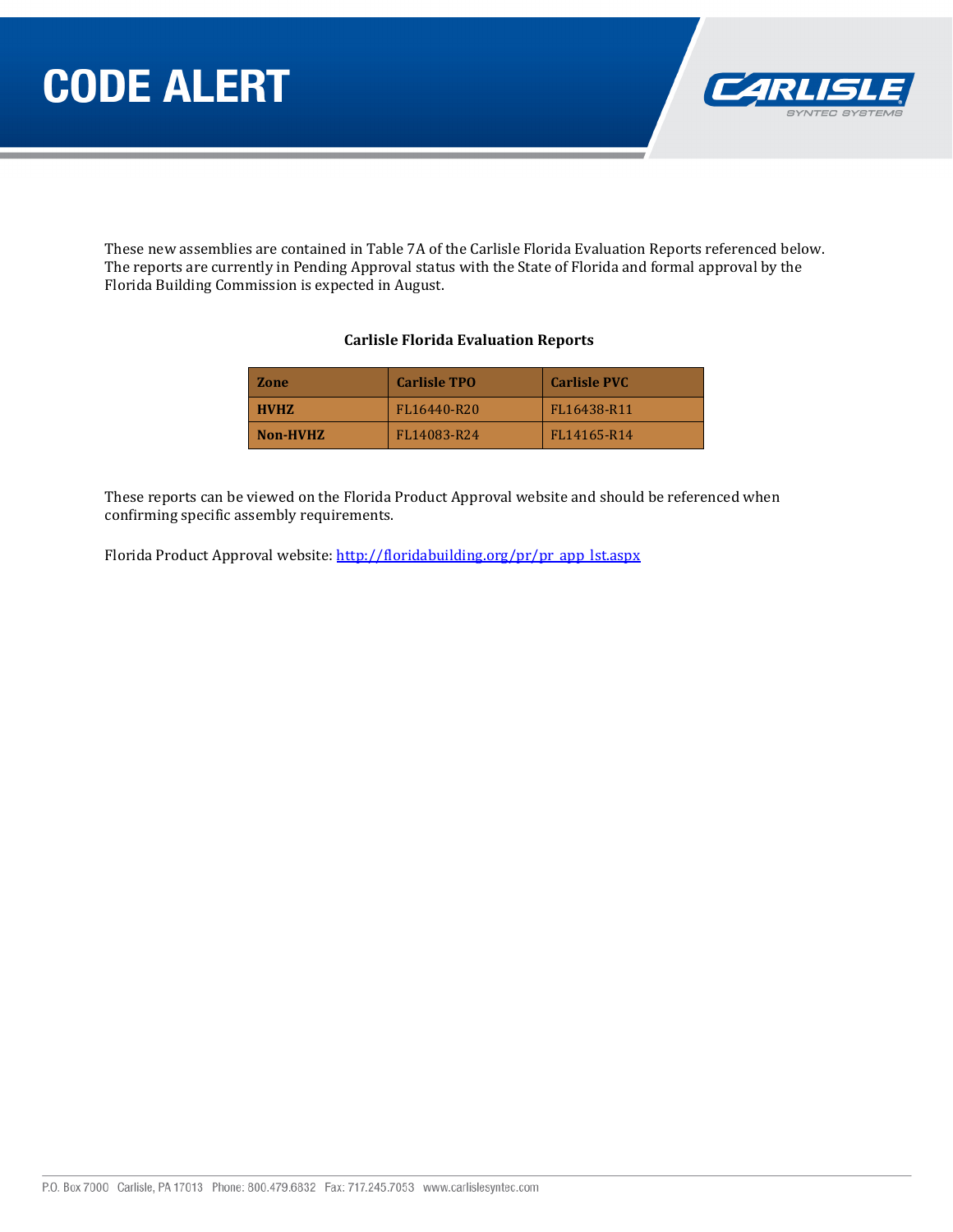These new assemblies are contained in Table 7A of the Carlisle Florida Evaluation Reports referenced below. The reports are currently in Pending Approval status with the State of Florida and formal approval by the Florida Building Commission is expected in August.

**Carlisle Florida Evaluation Reports**

| Zone | Carlisle TPO | Carlisle PVC |
|---|---|---|
| **HVHZ** | FL16440-R20 | FL16438-R11 |
| **Non-HVHZ** | FL14083-R24 | FL14165-R14 |

These reports can be viewed on the Florida Product Approval website and should be referenced when confirming specific assembly requirements.

Florida Product Approval website: [http://floridabuilding.org/pr/pr_app_lst.aspx](http://floridabuilding.org/pr/pr_app_lst.aspx)